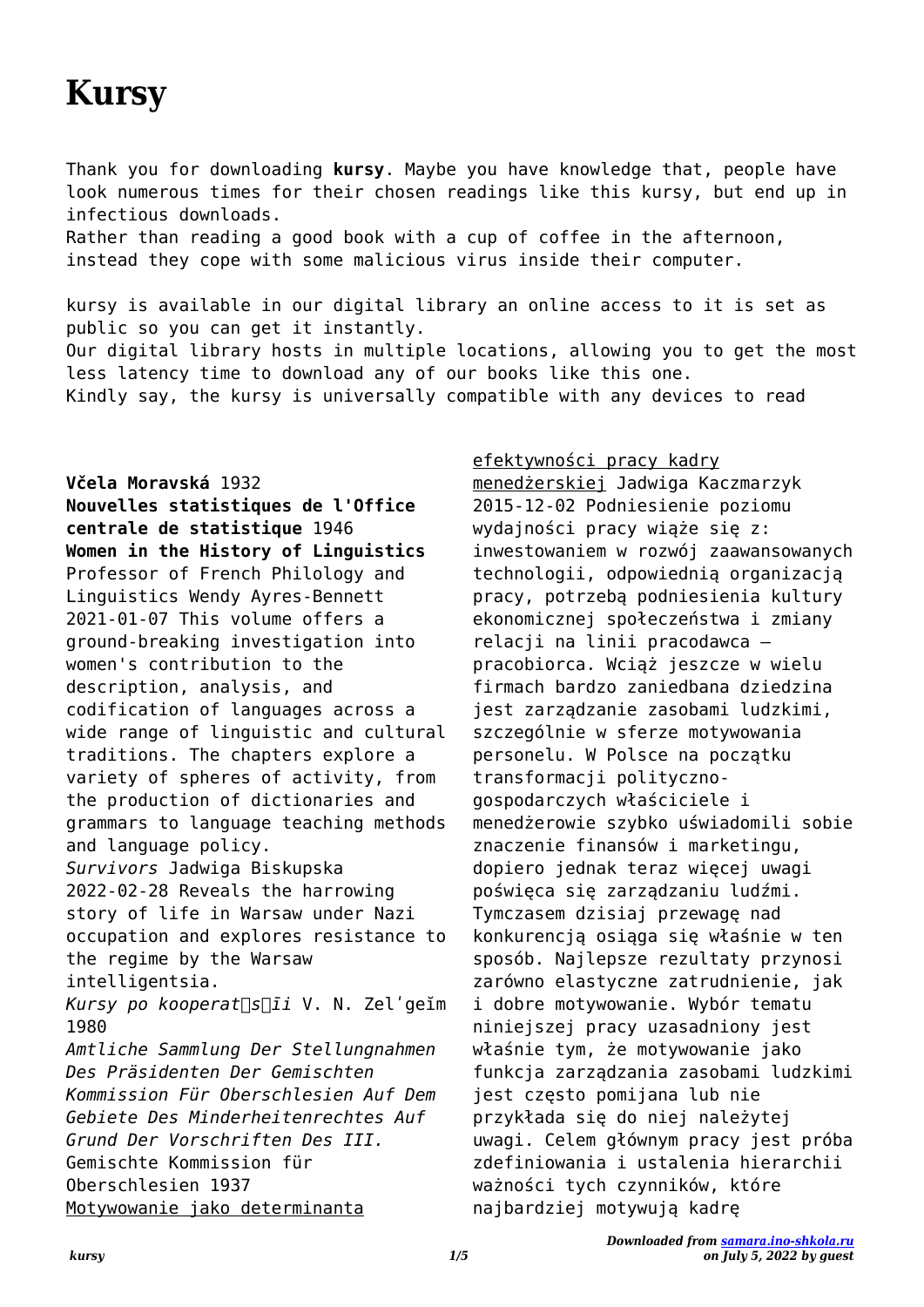# Kursy

Thank you for downloading **kursy**. Maybe you have knowledge that, people have look numerous times for their chosen readings like this kursy, but end up in infectious downloads.
Rather than reading a good book with a cup of coffee in the afternoon, instead they cope with some malicious virus inside their computer.

kursy is available in our digital library an online access to it is set as public so you can get it instantly.
Our digital library hosts in multiple locations, allowing you to get the most less latency time to download any of our books like this one.
Kindly say, the kursy is universally compatible with any devices to read

**Včela Moravská** 1932
**Nouvelles statistiques de l'Office centrale de statistique** 1946
**Women in the History of Linguistics** Professor of French Philology and Linguistics Wendy Ayres-Bennett 2021-01-07 This volume offers a ground-breaking investigation into women's contribution to the description, analysis, and codification of languages across a wide range of linguistic and cultural traditions. The chapters explore a variety of spheres of activity, from the production of dictionaries and grammars to language teaching methods and language policy.
*Survivors* Jadwiga Biskupska 2022-02-28 Reveals the harrowing story of life in Warsaw under Nazi occupation and explores resistance to the regime by the Warsaw intelligentsia.
*Kursy po kooperat͡s͡ii* V. N. Zelʹgeĭm 1980
*Amtliche Sammlung Der Stellungnahmen Des Präsidenten Der Gemischten Kommission Für Oberschlesien Auf Dem Gebiete Des Minderheitenrechtes Auf Grund Der Vorschriften Des III.* Gemischte Kommission für Oberschlesien 1937
Motywowanie jako determinanta efektywności pracy kadry menedżerskiej Jadwiga Kaczmarzyk 2015-12-02 Podniesienie poziomu wydajności pracy wiąże się z: inwestowaniem w rozwój zaawansowanych technologii, odpowiednią organizacją pracy, potrzebą podniesienia kultury ekonomicznej społeczeństwa i zmiany relacji na linii pracodawca – pracobiorca. Wciąż jeszcze w wielu firmach bardzo zaniedbana dziedzina jest zarządzanie zasobami ludzkimi, szczególnie w sferze motywowania personelu. W Polsce na początku transformacji polityczno-gospodarczych właściciele i menedżerowie szybko uświadomili sobie znaczenie finansów i marketingu, dopiero jednak teraz więcej uwagi poświęca się zarządzaniu ludźmi. Tymczasem dzisiaj przewagę nad konkurencją osiąga się właśnie w ten sposób. Najlepsze rezultaty przynosi zarówno elastyczne zatrudnienie, jak i dobre motywowanie. Wybór tematu niniejszej pracy uzasadniony jest właśnie tym, że motywowanie jako funkcja zarządzania zasobami ludzkimi jest często pomijana lub nie przykłada się do niej należytej uwagi. Celem głównym pracy jest próba zdefiniowania i ustalenia hierarchii ważności tych czynników, które najbardziej motywują kadrę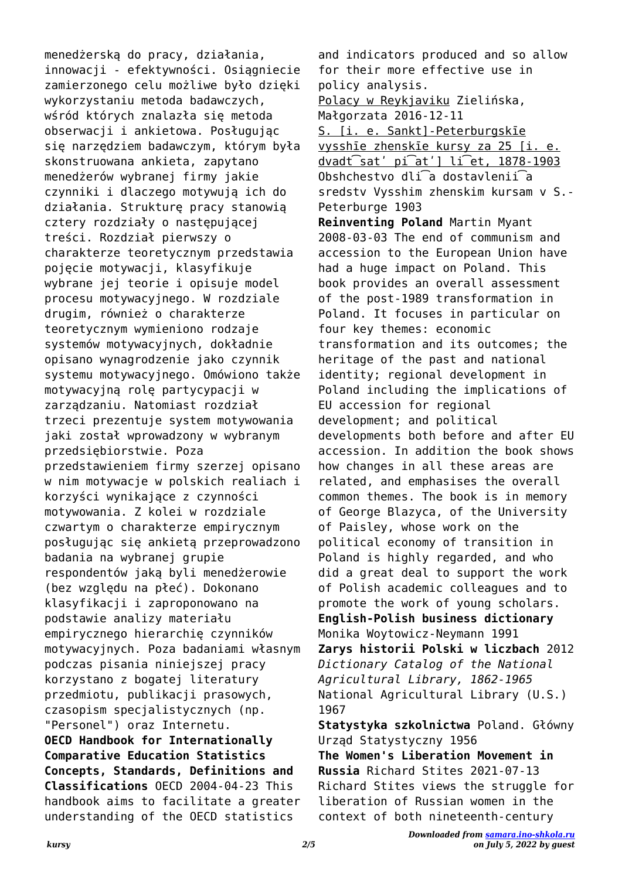menedżerską do pracy, działania, innowacji - efektywności. Osiągniecie zamierzonego celu możliwe było dzięki wykorzystaniu metoda badawczych, wśród których znalazła się metoda obserwacji i ankietowa. Posługując się narzędziem badawczym, którym była skonstruowana ankieta, zapytano menedżerów wybranej firmy jakie czynniki i dlaczego motywują ich do działania. Strukturę pracy stanowią cztery rozdziały o następującej treści. Rozdział pierwszy o charakterze teoretycznym przedstawia pojęcie motywacji, klasyfikuje wybrane jej teorie i opisuje model procesu motywacyjnego. W rozdziale drugim, również o charakterze teoretycznym wymieniono rodzaje systemów motywacyjnych, dokładnie opisano wynagrodzenie jako czynnik systemu motywacyjnego. Omówiono także motywacyjną rolę partycypacji w zarządzaniu. Natomiast rozdział trzeci prezentuje system motywowania jaki został wprowadzony w wybranym przedsiębiorstwie. Poza przedstawieniem firmy szerzej opisano w nim motywacje w polskich realiach i korzyści wynikające z czynności motywowania. Z kolei w rozdziale czwartym o charakterze empirycznym posługując się ankietą przeprowadzono badania na wybranej grupie respondentów jaką byli menedżerowie (bez względu na płeć). Dokonano klasyfikacji i zaproponowano na podstawie analizy materiału empirycznego hierarchię czynników motywacyjnych. Poza badaniami własnym podczas pisania niniejszej pracy korzystano z bogatej literatury przedmiotu, publikacji prasowych, czasopism specjalistycznych (np. "Personel") oraz Internetu.

**OECD Handbook for Internationally Comparative Education Statistics Concepts, Standards, Definitions and Classifications** OECD 2004-04-23 This handbook aims to facilitate a greater understanding of the OECD statistics and indicators produced and so allow for their more effective use in policy analysis.

Polacy w Reykjaviku Zielińska, Małgorzata 2016-12-11

S. [i. e. Sankt]-Peterburgskīe vysshīe zhenskīe kursy za 25 [i. e. dvadt͡satʹ pi͡atʹ] li͡et, 1878-1903 Obshchestvo dli͡a dostavlenii͡a sredstv Vysshim zhenskim kursam v S.-Peterburge 1903

**Reinventing Poland** Martin Myant 2008-03-03 The end of communism and accession to the European Union have had a huge impact on Poland. This book provides an overall assessment of the post-1989 transformation in Poland. It focuses in particular on four key themes: economic transformation and its outcomes; the heritage of the past and national identity; regional development in Poland including the implications of EU accession for regional development; and political developments both before and after EU accession. In addition the book shows how changes in all these areas are related, and emphasises the overall common themes. The book is in memory of George Blazyca, of the University of Paisley, whose work on the political economy of transition in Poland is highly regarded, and who did a great deal to support the work of Polish academic colleagues and to promote the work of young scholars.

**English-Polish business dictionary** Monika Woytowicz-Neymann 1991

**Zarys historii Polski w liczbach** 2012

*Dictionary Catalog of the National Agricultural Library, 1862-1965* National Agricultural Library (U.S.) 1967

**Statystyka szkolnictwa** Poland. Główny Urząd Statystyczny 1956

**The Women's Liberation Movement in Russia** Richard Stites 2021-07-13 Richard Stites views the struggle for liberation of Russian women in the context of both nineteenth-century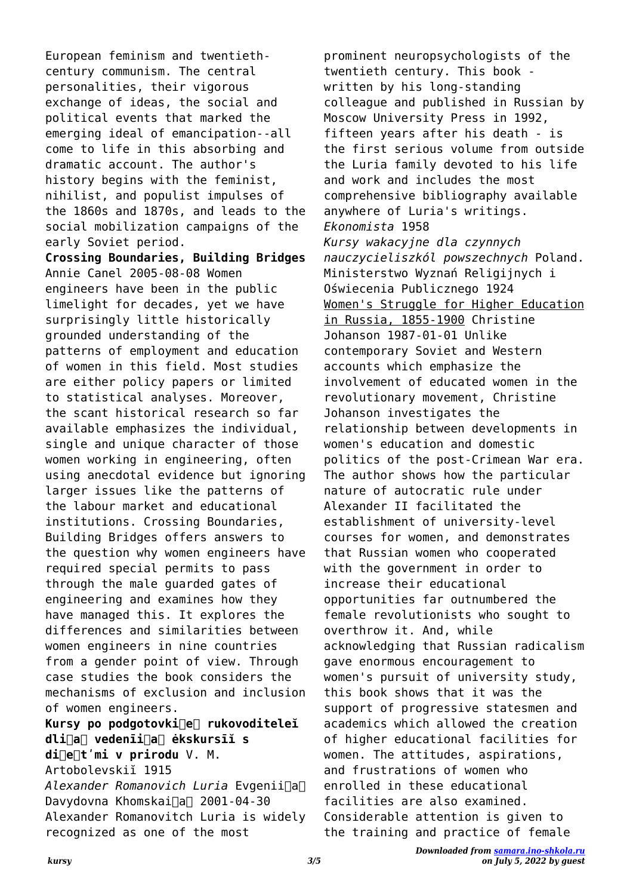European feminism and twentieth-century communism. The central personalities, their vigorous exchange of ideas, the social and political events that marked the emerging ideal of emancipation--all come to life in this absorbing and dramatic account. The author's history begins with the feminist, nihilist, and populist impulses of the 1860s and 1870s, and leads to the social mobilization campaigns of the early Soviet period.

**Crossing Boundaries, Building Bridges** Annie Canel 2005-08-08 Women engineers have been in the public limelight for decades, yet we have surprisingly little historically grounded understanding of the patterns of employment and education of women in this field. Most studies are either policy papers or limited to statistical analyses. Moreover, the scant historical research so far available emphasizes the individual, single and unique character of those women working in engineering, often using anecdotal evidence but ignoring larger issues like the patterns of the labour market and educational institutions. Crossing Boundaries, Building Bridges offers answers to the question why women engineers have required special permits to pass through the male guarded gates of engineering and examines how they have managed this. It explores the differences and similarities between women engineers in nine countries from a gender point of view. Through case studies the book considers the mechanisms of exclusion and inclusion of women engineers.

**Kursy po podgotovki︠e︡ rukovoditeleĭ dli︠a︡ vedenii︠a︡ ėkskursiĭ s di︠e︡tʹmi v prirodu** V. M. Artobolevskiĭ 1915

*Alexander Romanovich Luria* Evgenii︠a︡ Davydovna Khomskai︠a︡ 2001-04-30 Alexander Romanovitch Luria is widely recognized as one of the most prominent neuropsychologists of the twentieth century. This book - written by his long-standing colleague and published in Russian by Moscow University Press in 1992, fifteen years after his death - is the first serious volume from outside the Luria family devoted to his life and work and includes the most comprehensive bibliography available anywhere of Luria's writings.

*Ekonomista* 1958

*Kursy wakacyjne dla czynnych nauczycieliszkól powszechnych* Poland. Ministerstwo Wyznań Religijnych i Oświecenia Publicznego 1924

Women's Struggle for Higher Education in Russia, 1855-1900 Christine Johanson 1987-01-01 Unlike contemporary Soviet and Western accounts which emphasize the involvement of educated women in the revolutionary movement, Christine Johanson investigates the relationship between developments in women's education and domestic politics of the post-Crimean War era. The author shows how the particular nature of autocratic rule under Alexander II facilitated the establishment of university-level courses for women, and demonstrates that Russian women who cooperated with the government in order to increase their educational opportunities far outnumbered the female revolutionists who sought to overthrow it. And, while acknowledging that Russian radicalism gave enormous encouragement to women's pursuit of university study, this book shows that it was the support of progressive statesmen and academics which allowed the creation of higher educational facilities for women. The attitudes, aspirations, and frustrations of women who enrolled in these educational facilities are also examined. Considerable attention is given to the training and practice of female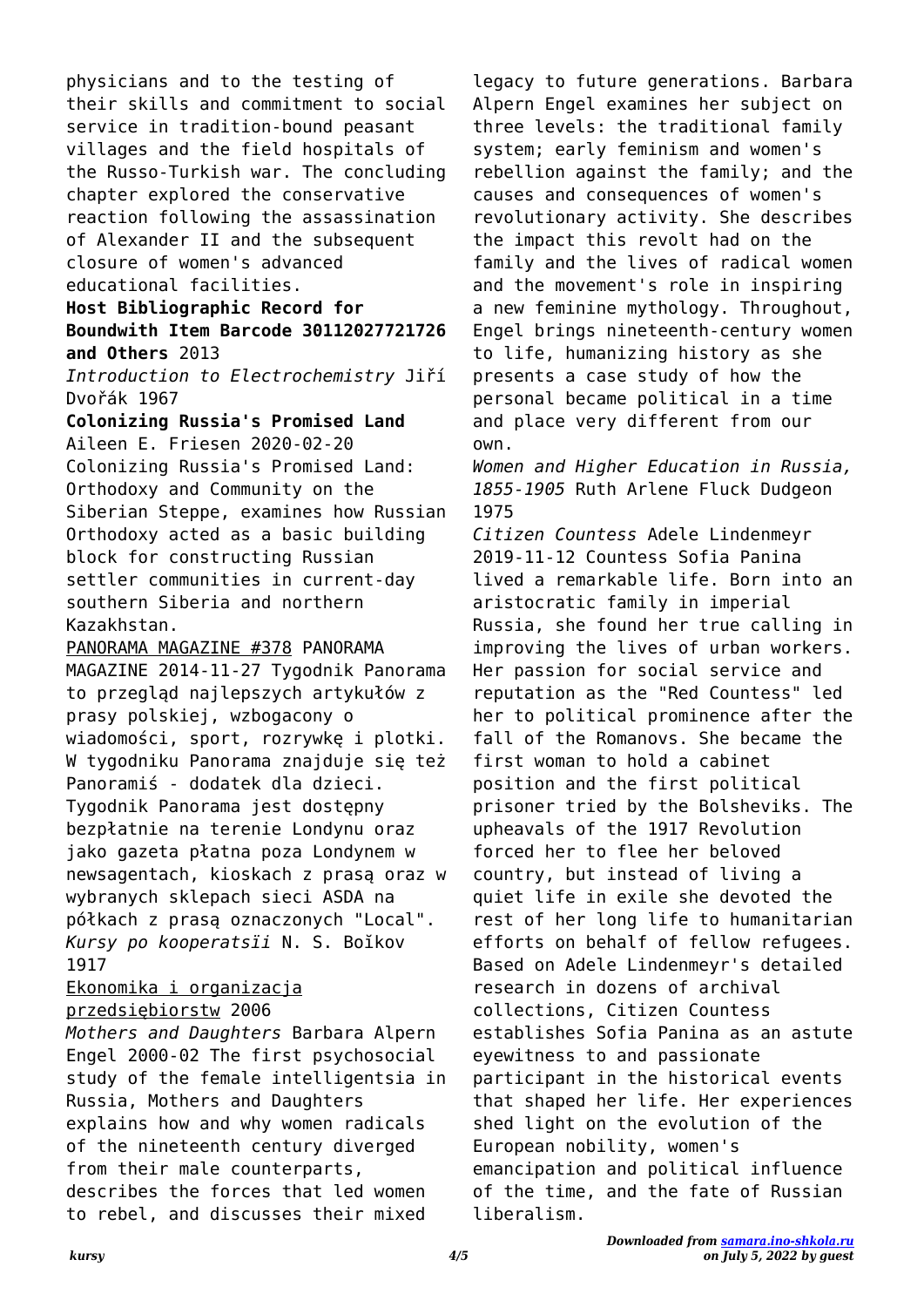physicians and to the testing of their skills and commitment to social service in tradition-bound peasant villages and the field hospitals of the Russo-Turkish war. The concluding chapter explored the conservative reaction following the assassination of Alexander II and the subsequent closure of women's advanced educational facilities.

**Host Bibliographic Record for Boundwith Item Barcode 30112027721726 and Others** 2013

*Introduction to Electrochemistry* Jiří Dvořák 1967

**Colonizing Russia's Promised Land** Aileen E. Friesen 2020-02-20 Colonizing Russia's Promised Land: Orthodoxy and Community on the Siberian Steppe, examines how Russian Orthodoxy acted as a basic building block for constructing Russian settler communities in current-day southern Siberia and northern Kazakhstan.

PANORAMA MAGAZINE #378 PANORAMA MAGAZINE 2014-11-27 Tygodnik Panorama to przegląd najlepszych artykułów z prasy polskiej, wzbogacony o wiadomości, sport, rozrywkę i plotki. W tygodniku Panorama znajduje się też Panoramiś - dodatek dla dzieci. Tygodnik Panorama jest dostępny bezpłatnie na terenie Londynu oraz jako gazeta płatna poza Londynem w newsagentach, kioskach z prasą oraz w wybranych sklepach sieci ASDA na półkach z prasą oznaczonych "Local".

*Kursy po kooperatsïi* N. S. Boĭkov 1917

Ekonomika i organizacja przedsiębiorstw 2006

*Mothers and Daughters* Barbara Alpern Engel 2000-02 The first psychosocial study of the female intelligentsia in Russia, Mothers and Daughters explains how and why women radicals of the nineteenth century diverged from their male counterparts, describes the forces that led women to rebel, and discusses their mixed legacy to future generations. Barbara Alpern Engel examines her subject on three levels: the traditional family system; early feminism and women's rebellion against the family; and the causes and consequences of women's revolutionary activity. She describes the impact this revolt had on the family and the lives of radical women and the movement's role in inspiring a new feminine mythology. Throughout, Engel brings nineteenth-century women to life, humanizing history as she presents a case study of how the personal became political in a time and place very different from our own.

*Women and Higher Education in Russia, 1855-1905* Ruth Arlene Fluck Dudgeon 1975

*Citizen Countess* Adele Lindenmeyr 2019-11-12 Countess Sofia Panina lived a remarkable life. Born into an aristocratic family in imperial Russia, she found her true calling in improving the lives of urban workers. Her passion for social service and reputation as the "Red Countess" led her to political prominence after the fall of the Romanovs. She became the first woman to hold a cabinet position and the first political prisoner tried by the Bolsheviks. The upheavals of the 1917 Revolution forced her to flee her beloved country, but instead of living a quiet life in exile she devoted the rest of her long life to humanitarian efforts on behalf of fellow refugees. Based on Adele Lindenmeyr's detailed research in dozens of archival collections, Citizen Countess establishes Sofia Panina as an astute eyewitness to and passionate participant in the historical events that shaped her life. Her experiences shed light on the evolution of the European nobility, women's emancipation and political influence of the time, and the fate of Russian liberalism.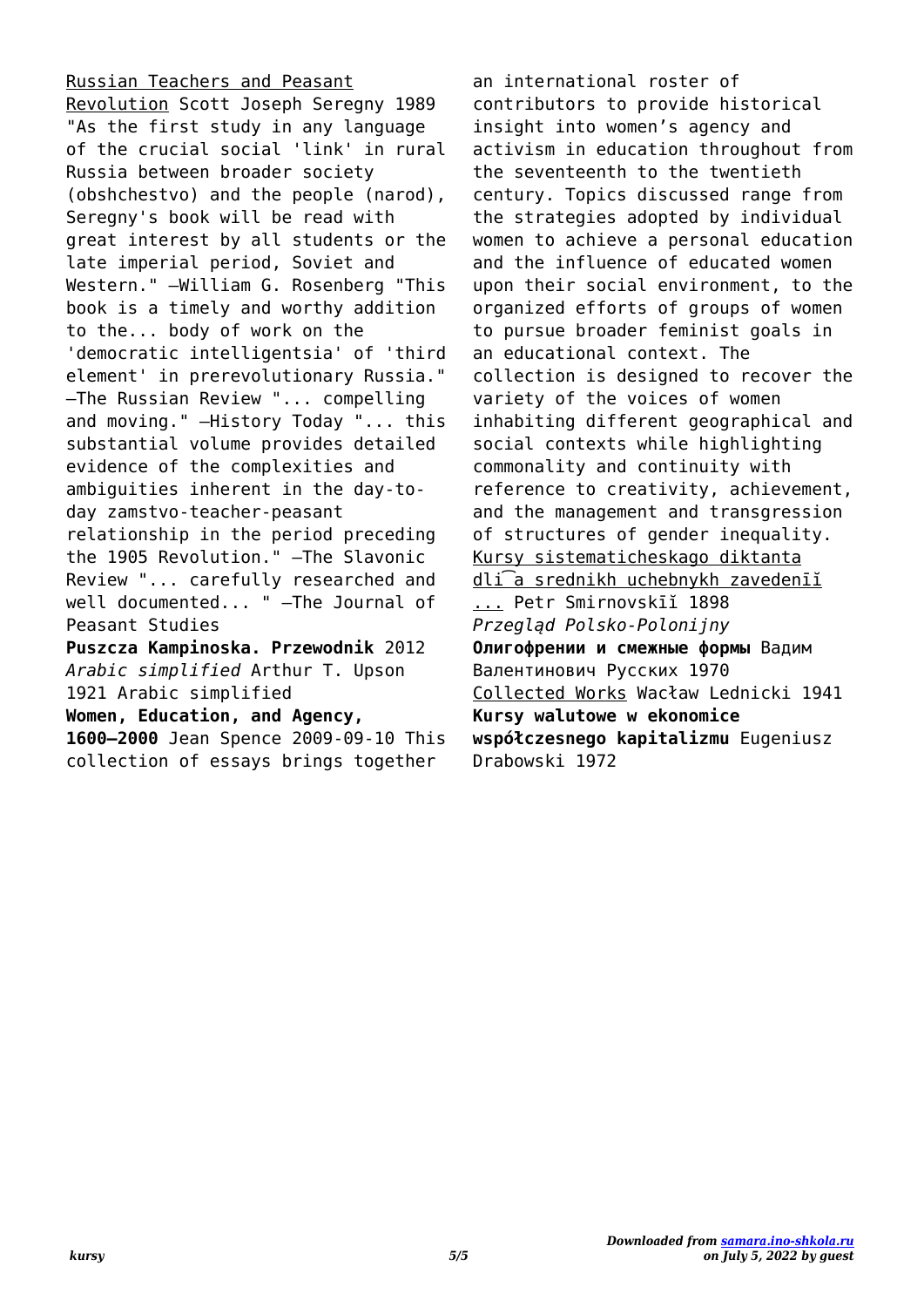Russian Teachers and Peasant Revolution Scott Joseph Seregny 1989 "As the first study in any language of the crucial social 'link' in rural Russia between broader society (obshchestvo) and the people (narod), Seregny's book will be read with great interest by all students or the late imperial period, Soviet and Western." —William G. Rosenberg "This book is a timely and worthy addition to the... body of work on the 'democratic intelligentsia' of 'third element' in prerevolutionary Russia." —The Russian Review "... compelling and moving." —History Today "... this substantial volume provides detailed evidence of the complexities and ambiguities inherent in the day-to-day zamstvo-teacher-peasant relationship in the period preceding the 1905 Revolution." —The Slavonic Review "... carefully researched and well documented... " —The Journal of Peasant Studies

**Puszcza Kampinoska. Przewodnik** 2012

*Arabic simplified* Arthur T. Upson 1921 Arabic simplified

**Women, Education, and Agency, 1600–2000** Jean Spence 2009-09-10 This collection of essays brings together an international roster of contributors to provide historical insight into women's agency and activism in education throughout from the seventeenth to the twentieth century. Topics discussed range from the strategies adopted by individual women to achieve a personal education and the influence of educated women upon their social environment, to the organized efforts of groups of women to pursue broader feminist goals in an educational context. The collection is designed to recover the variety of the voices of women inhabiting different geographical and social contexts while highlighting commonality and continuity with reference to creativity, achievement, and the management and transgression of structures of gender inequality.

Kursy sistematicheskago diktanta dli͡a srednikh uchebnykh zavedeniĭ ... Petr Smirnovskiĭ 1898

*Przegląd Polsko-Polonijny*

**Олигофрении и смежные формы** Вадим Валентинович Русских 1970

Collected Works Wacław Lednicki 1941

**Kursy walutowe w ekonomice współczesnego kapitalizmu** Eugeniusz Drabowski 1972